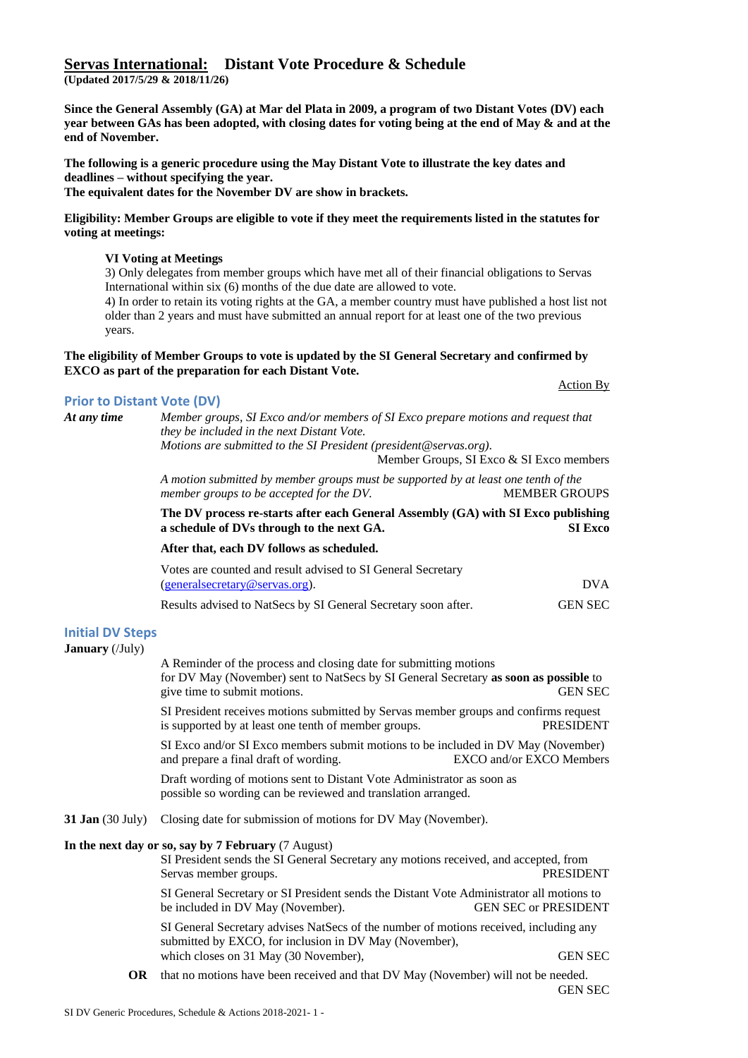# **Servas International: Distant Vote Procedure & Schedule**

**(Updated 2017/5/29 & 2018/11/26)**

**Since the General Assembly (GA) at Mar del Plata in 2009, a program of two Distant Votes (DV) each year between GAs has been adopted, with closing dates for voting being at the end of May & and at the end of November.**

**The following is a generic procedure using the May Distant Vote to illustrate the key dates and deadlines – without specifying the year.**
**The equivalent dates for the November DV are show in brackets.**

**Eligibility: Member Groups are eligible to vote if they meet the requirements listed in the statutes for voting at meetings:**

> **VI Voting at Meetings**
> 3) Only delegates from member groups which have met all of their financial obligations to Servas International within six (6) months of the due date are allowed to vote.
> 4) In order to retain its voting rights at the GA, a member country must have published a host list not older than 2 years and must have submitted an annual report for at least one of the two previous years.

**The eligibility of Member Groups to vote is updated by the SI General Secretary and confirmed by EXCO as part of the preparation for each Distant Vote.**

Action By

## Prior to Distant Vote (DV)

*At any time*

*Member groups, SI Exco and/or members of SI Exco prepare motions and request that they be included in the next Distant Vote.*
*Motions are submitted to the SI President (president@servas.org).* — Member Groups, SI Exco & SI Exco members

*A motion submitted by member groups must be supported by at least one tenth of the member groups to be accepted for the DV.* — MEMBER GROUPS

**The DV process re-starts after each General Assembly (GA) with SI Exco publishing a schedule of DVs through to the next GA.** — **SI Exco**

**After that, each DV follows as scheduled.**

Votes are counted and result advised to SI General Secretary (generalsecretary@servas.org). — DVA

Results advised to NatSecs by SI General Secretary soon after. — GEN SEC

## Initial DV Steps

**January** (/July)

A Reminder of the process and closing date for submitting motions for DV May (November) sent to NatSecs by SI General Secretary **as soon as possible** to give time to submit motions. — GEN SEC

SI President receives motions submitted by Servas member groups and confirms request is supported by at least one tenth of member groups. — PRESIDENT

SI Exco and/or SI Exco members submit motions to be included in DV May (November) and prepare a final draft of wording. — EXCO and/or EXCO Members

Draft wording of motions sent to Distant Vote Administrator as soon as possible so wording can be reviewed and translation arranged.

**31 Jan** (30 July) Closing date for submission of motions for DV May (November).

**In the next day or so, say by 7 February** (7 August)

SI President sends the SI General Secretary any motions received, and accepted, from Servas member groups. — PRESIDENT

SI General Secretary or SI President sends the Distant Vote Administrator all motions to be included in DV May (November). — GEN SEC or PRESIDENT

SI General Secretary advises NatSecs of the number of motions received, including any submitted by EXCO, for inclusion in DV May (November), which closes on 31 May (30 November), — GEN SEC

**OR** that no motions have been received and that DV May (November) will not be needed. — GEN SEC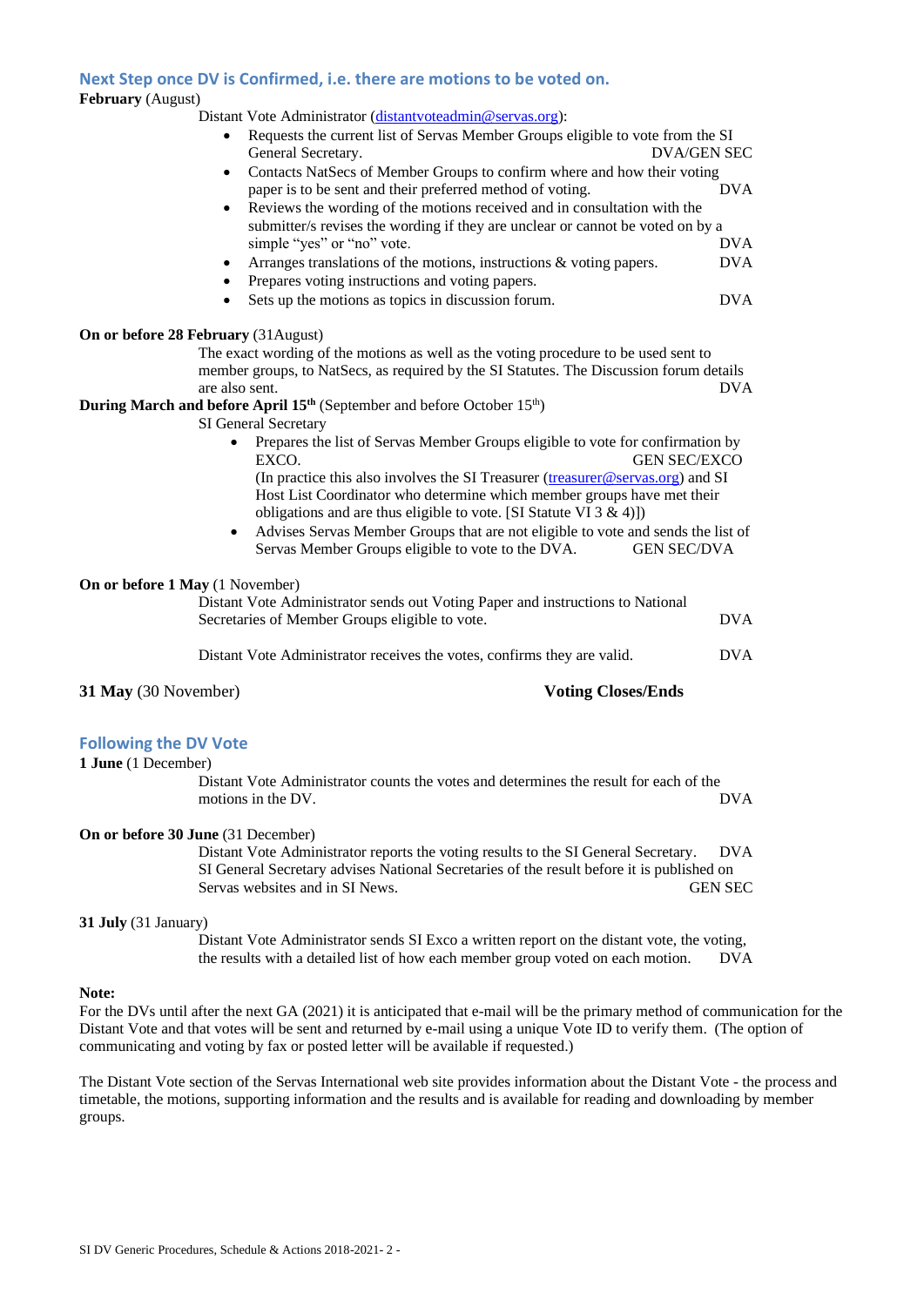## Next Step once DV is Confirmed, i.e. there are motions to be voted on.

**February** (August)

Distant Vote Administrator (distantvoteadmin@servas.org):

- Requests the current list of Servas Member Groups eligible to vote from the SI General Secretary. DVA/GEN SEC
- Contacts NatSecs of Member Groups to confirm where and how their voting paper is to be sent and their preferred method of voting. DVA
- Reviews the wording of the motions received and in consultation with the submitter/s revises the wording if they are unclear or cannot be voted on by a simple "yes" or "no" vote. DVA
- Arranges translations of the motions, instructions & voting papers. DVA
- Prepares voting instructions and voting papers.
- Sets up the motions as topics in discussion forum. DVA

**On or before 28 February** (31August)

The exact wording of the motions as well as the voting procedure to be used sent to member groups, to NatSecs, as required by the SI Statutes. The Discussion forum details are also sent. DVA

**During March and before April 15th** (September and before October 15th)

SI General Secretary

- Prepares the list of Servas Member Groups eligible to vote for confirmation by EXCO. GEN SEC/EXCO
  (In practice this also involves the SI Treasurer (treasurer@servas.org) and SI Host List Coordinator who determine which member groups have met their obligations and are thus eligible to vote. [SI Statute VI 3 & 4)])
- Advises Servas Member Groups that are not eligible to vote and sends the list of Servas Member Groups eligible to vote to the DVA. GEN SEC/DVA

**On or before 1 May** (1 November)

Distant Vote Administrator sends out Voting Paper and instructions to National Secretaries of Member Groups eligible to vote. DVA

Distant Vote Administrator receives the votes, confirms they are valid. DVA

**31 May** (30 November) **Voting Closes/Ends**

## Following the DV Vote

**1 June** (1 December)

Distant Vote Administrator counts the votes and determines the result for each of the motions in the DV. DVA

**On or before 30 June** (31 December)

Distant Vote Administrator reports the voting results to the SI General Secretary. DVA
SI General Secretary advises National Secretaries of the result before it is published on Servas websites and in SI News. GEN SEC

**31 July** (31 January)

Distant Vote Administrator sends SI Exco a written report on the distant vote, the voting, the results with a detailed list of how each member group voted on each motion. DVA

**Note:**

For the DVs until after the next GA (2021) it is anticipated that e-mail will be the primary method of communication for the Distant Vote and that votes will be sent and returned by e-mail using a unique Vote ID to verify them. (The option of communicating and voting by fax or posted letter will be available if requested.)

The Distant Vote section of the Servas International web site provides information about the Distant Vote - the process and timetable, the motions, supporting information and the results and is available for reading and downloading by member groups.